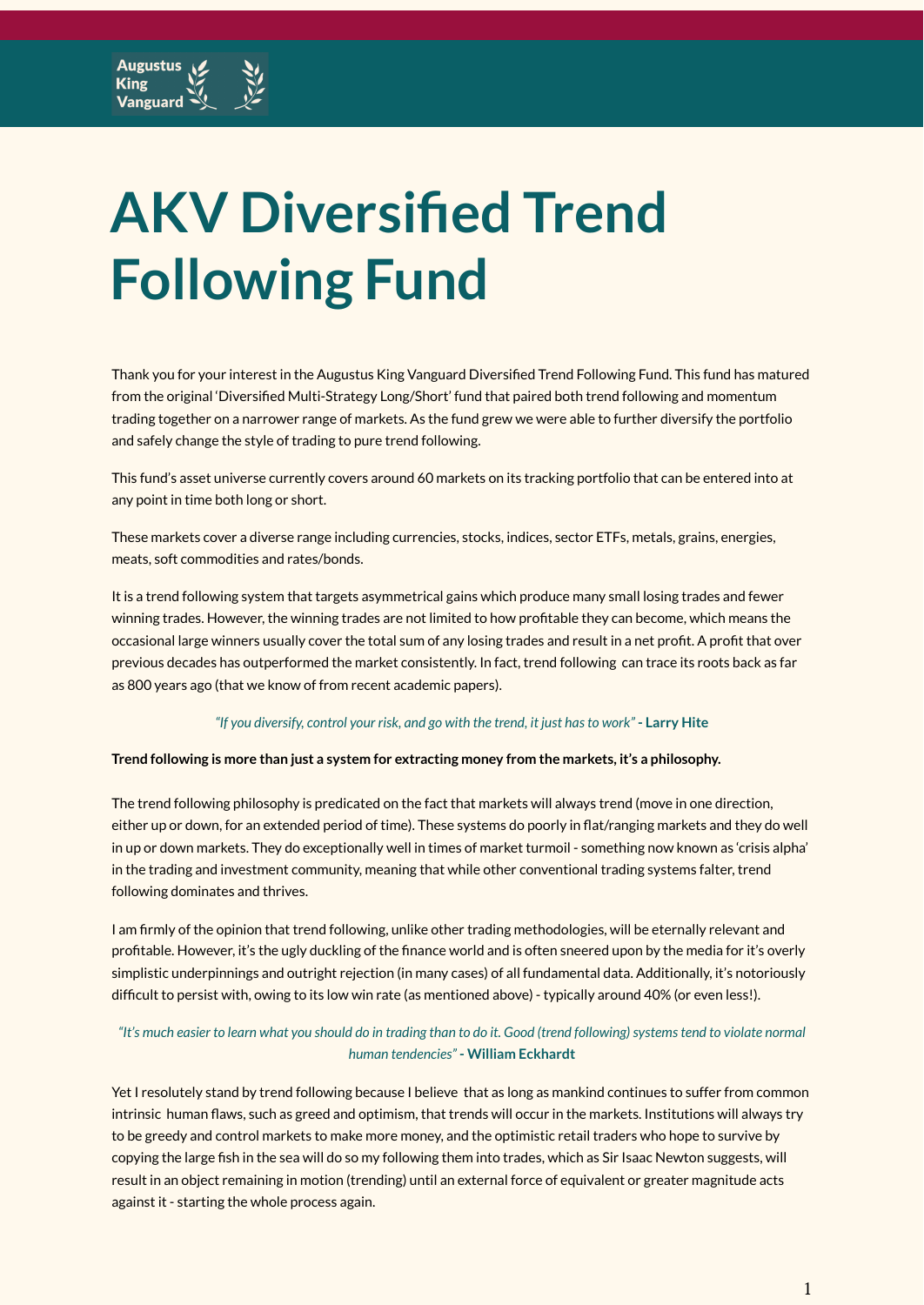Augustus King Vanguard

# AKV Diversified Trend Following Fund

Thank you for your interest in the Augustus King Vanguard Diversified Trend Following Fund. This fund has matured from the original 'Diversified Multi-Strategy Long/Short' fund that paired both trend following and momentum trading together on a narrower range of markets. As the fund grew we were able to further diversify the portfolio and safely change the style of trading to pure trend following.

This fund's asset universe currently covers around 60 markets on its tracking portfolio that can be entered into at any point in time both long or short.

These markets cover a diverse range including currencies, stocks, indices, sector ETFs, metals, grains, energies, meats, soft commodities and rates/bonds.

It is a trend following system that targets asymmetrical gains which produce many small losing trades and fewer winning trades. However, the winning trades are not limited to how profitable they can become, which means the occasional large winners usually cover the total sum of any losing trades and result in a net profit. A profit that over previous decades has outperformed the market consistently. In fact, trend following can trace its roots back as far as 800 years ago (that we know of from recent academic papers).

*"If you diversify, control your risk, and go with the trend, it just has to work"* - **Larry Hite**

**Trend following is more than just a system for extracting money from the markets, it's a philosophy.**

The trend following philosophy is predicated on the fact that markets will always trend (move in one direction, either up or down, for an extended period of time). These systems do poorly in flat/ranging markets and they do well in up or down markets. They do exceptionally well in times of market turmoil - something now known as 'crisis alpha' in the trading and investment community, meaning that while other conventional trading systems falter, trend following dominates and thrives.

I am firmly of the opinion that trend following, unlike other trading methodologies, will be eternally relevant and profitable. However, it's the ugly duckling of the finance world and is often sneered upon by the media for it's overly simplistic underpinnings and outright rejection (in many cases) of all fundamental data. Additionally, it's notoriously difficult to persist with, owing to its low win rate (as mentioned above) - typically around 40% (or even less!).

*"It's much easier to learn what you should do in trading than to do it. Good (trend following) systems tend to violate normal human tendencies"* - **William Eckhardt**

Yet I resolutely stand by trend following because I believe that as long as mankind continues to suffer from common intrinsic human flaws, such as greed and optimism, that trends will occur in the markets. Institutions will always try to be greedy and control markets to make more money, and the optimistic retail traders who hope to survive by copying the large fish in the sea will do so my following them into trades, which as Sir Isaac Newton suggests, will result in an object remaining in motion (trending) until an external force of equivalent or greater magnitude acts against it - starting the whole process again.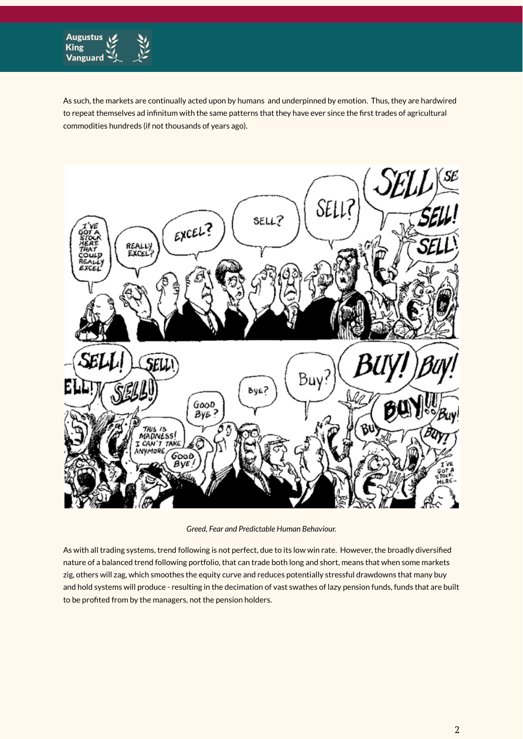As such, the markets are continually acted upon by humans  and underpinned by emotion.  Thus, they are hardwired to repeat themselves ad infinitum with the same patterns that they have ever since the first trades of agricultural commodities hundreds (if not thousands of years ago).

*Greed, Fear and Predictable Human Behaviour.*

As with all trading systems, trend following is not perfect, due to its low win rate.  However, the broadly diversified nature of a balanced trend following portfolio, that can trade both long and short, means that when some markets zig, others will zag, which smoothes the equity curve and reduces potentially stressful drawdowns that many buy and hold systems will produce - resulting in the decimation of vast swathes of lazy pension funds, funds that are built to be profited from by the managers, not the pension holders.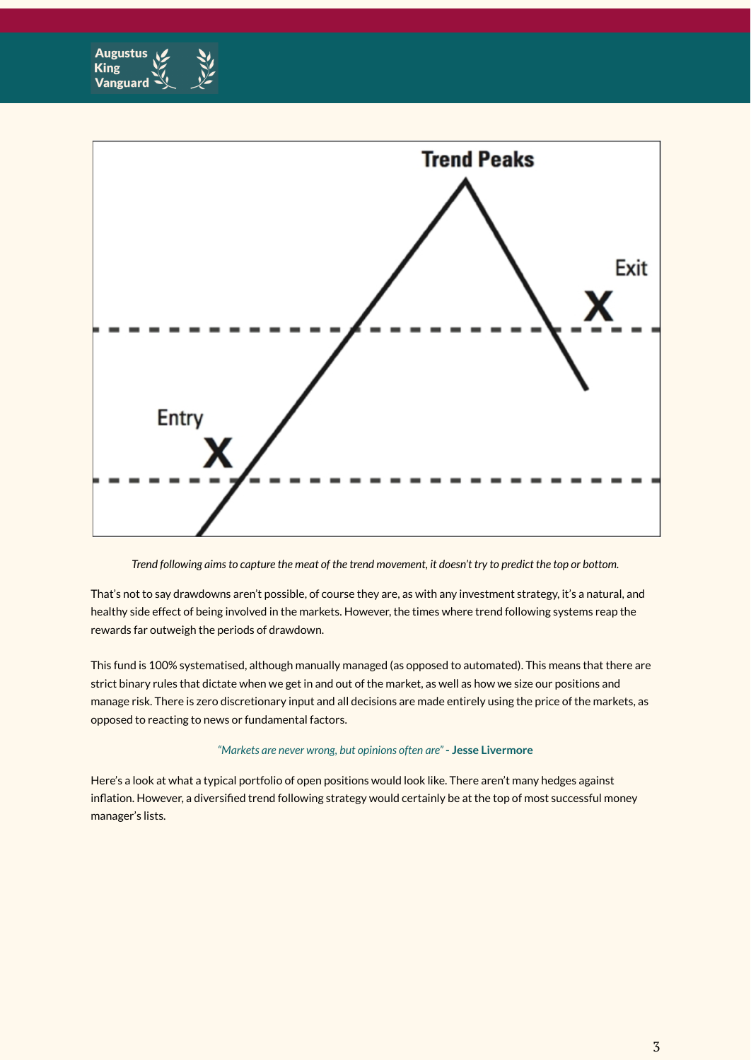*Trend following aims to capture the meat of the trend movement, it doesn't try to predict the top or bottom.*

That's not to say drawdowns aren't possible, of course they are, as with any investment strategy, it's a natural, and healthy side effect of being involved in the markets. However, the times where trend following systems reap the rewards far outweigh the periods of drawdown.

This fund is 100% systematised, although manually managed (as opposed to automated). This means that there are strict binary rules that dictate when we get in and out of the market, as well as how we size our positions and manage risk. There is zero discretionary input and all decisions are made entirely using the price of the markets, as opposed to reacting to news or fundamental factors.

*"Markets are never wrong, but opinions often are"* - **Jesse Livermore**

Here's a look at what a typical portfolio of open positions would look like. There aren't many hedges against inflation. However, a diversified trend following strategy would certainly be at the top of most successful money manager's lists.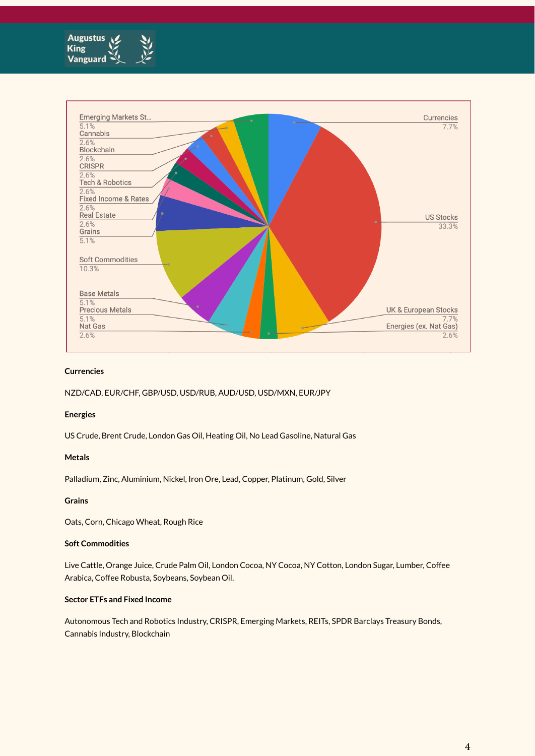| Category | Allocation |
|---|---|
| Emerging Markets St... | 5.1% |
| Cannabis | 2.6% |
| Blockchain | 2.6% |
| CRISPR | 2.6% |
| Tech & Robotics | 2.6% |
| Fixed Income & Rates | 2.6% |
| Real Estate | 2.6% |
| Grains | 5.1% |
| Soft Commodities | 10.3% |
| Base Metals | 5.1% |
| Precious Metals | 5.1% |
| Nat Gas | 2.6% |
| Currencies | 7.7% |
| US Stocks | 33.3% |
| UK & European Stocks | 7.7% |
| Energies (ex. Nat Gas) | 2.6% |

**Currencies**

NZD/CAD, EUR/CHF, GBP/USD, USD/RUB, AUD/USD, USD/MXN, EUR/JPY

**Energies**

US Crude, Brent Crude, London Gas Oil, Heating Oil, No Lead Gasoline, Natural Gas

**Metals**

Palladium, Zinc, Aluminium, Nickel, Iron Ore, Lead, Copper, Platinum, Gold, Silver

**Grains**

Oats, Corn, Chicago Wheat, Rough Rice

**Soft Commodities**

Live Cattle, Orange Juice, Crude Palm Oil, London Cocoa, NY Cocoa, NY Cotton, London Sugar, Lumber, Coffee Arabica, Coffee Robusta, Soybeans, Soybean Oil.

**Sector ETFs and Fixed Income**

Autonomous Tech and Robotics Industry, CRISPR, Emerging Markets, REITs, SPDR Barclays Treasury Bonds, Cannabis Industry, Blockchain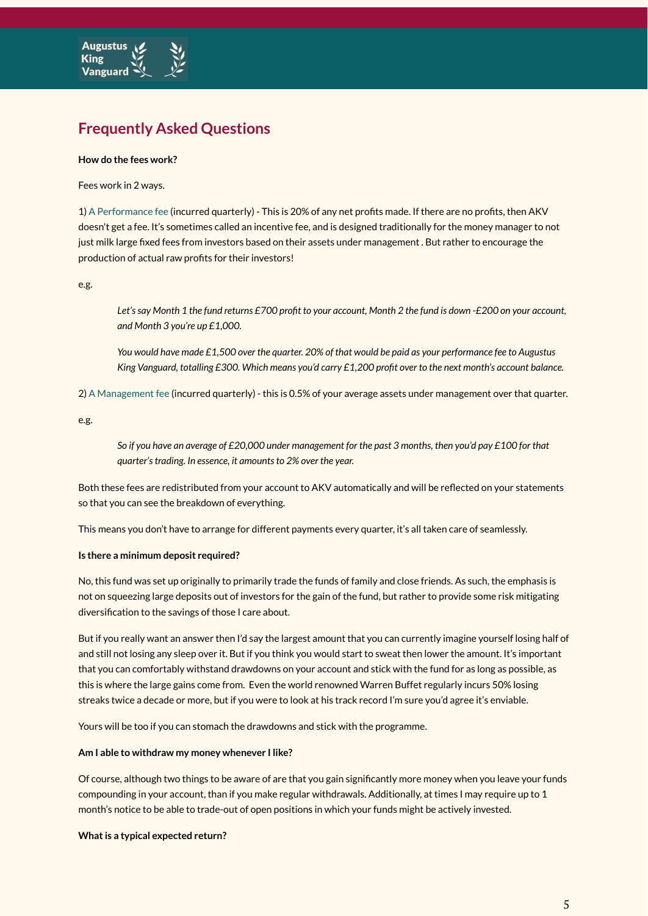## Frequently Asked Questions

**How do the fees work?**

Fees work in 2 ways.

1) A Performance fee (incurred quarterly) - This is 20% of any net profits made. If there are no profits, then AKV doesn't get a fee. It's sometimes called an incentive fee, and is designed traditionally for the money manager to not just milk large fixed fees from investors based on their assets under management . But rather to encourage the production of actual raw profits for their investors!

e.g.

> *Let's say Month 1 the fund returns £700 profit to your account, Month 2 the fund is down -£200 on your account, and Month 3 you're up £1,000.*
>
> *You would have made £1,500 over the quarter. 20% of that would be paid as your performance fee to Augustus King Vanguard, totalling £300. Which means you'd carry £1,200 profit over to the next month's account balance.*

2) A Management fee (incurred quarterly) - this is 0.5% of your average assets under management over that quarter.

e.g.

> *So if you have an average of £20,000 under management for the past 3 months, then you'd pay £100 for that quarter's trading. In essence, it amounts to 2% over the year.*

Both these fees are redistributed from your account to AKV automatically and will be reflected on your statements so that you can see the breakdown of everything.

This means you don't have to arrange for different payments every quarter, it's all taken care of seamlessly.

**Is there a minimum deposit required?**

No, this fund was set up originally to primarily trade the funds of family and close friends. As such, the emphasis is not on squeezing large deposits out of investors for the gain of the fund, but rather to provide some risk mitigating diversification to the savings of those I care about.

But if you really want an answer then I'd say the largest amount that you can currently imagine yourself losing half of and still not losing any sleep over it. But if you think you would start to sweat then lower the amount. It's important that you can comfortably withstand drawdowns on your account and stick with the fund for as long as possible, as this is where the large gains come from.  Even the world renowned Warren Buffet regularly incurs 50% losing streaks twice a decade or more, but if you were to look at his track record I'm sure you'd agree it's enviable.

Yours will be too if you can stomach the drawdowns and stick with the programme.

**Am I able to withdraw my money whenever I like?**

Of course, although two things to be aware of are that you gain significantly more money when you leave your funds compounding in your account, than if you make regular withdrawals. Additionally, at times I may require up to 1 month's notice to be able to trade-out of open positions in which your funds might be actively invested.

**What is a typical expected return?**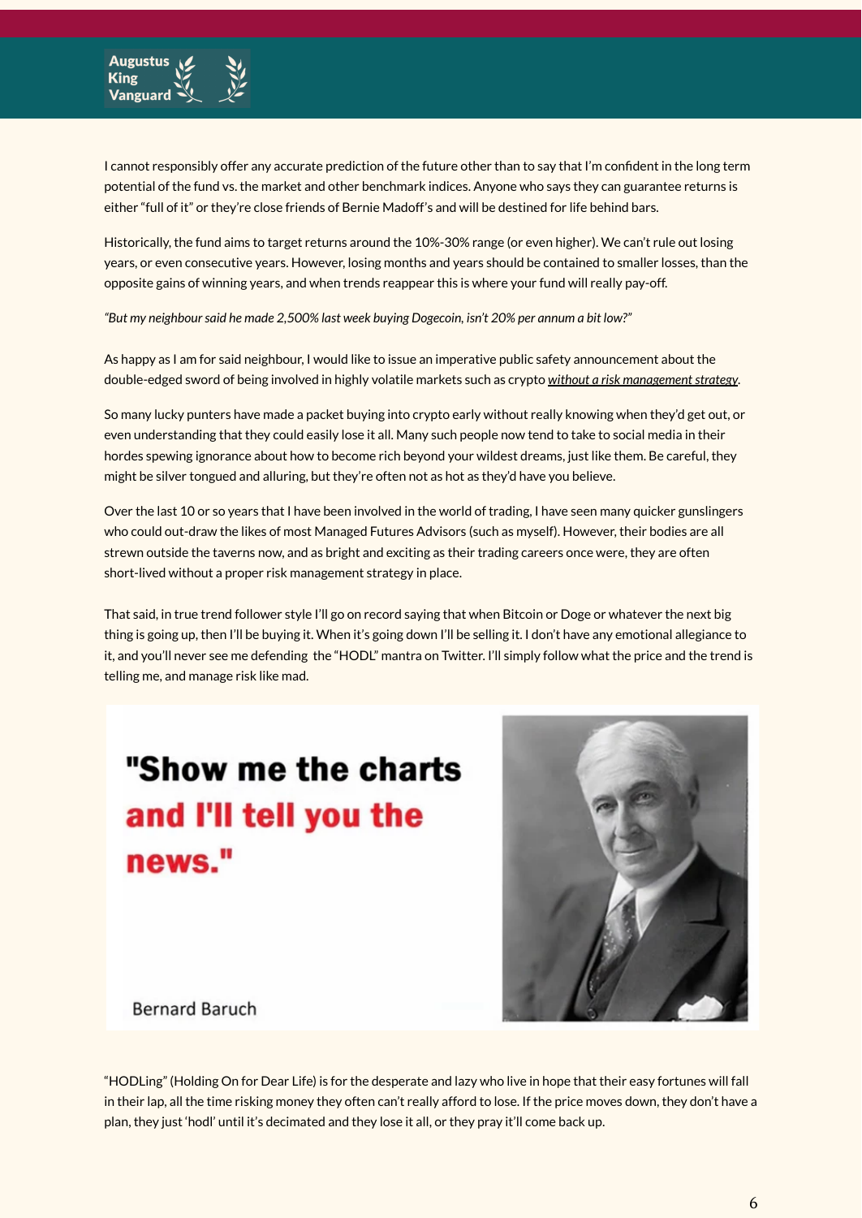I cannot responsibly offer any accurate prediction of the future other than to say that I'm confident in the long term potential of the fund vs. the market and other benchmark indices. Anyone who says they can guarantee returns is either "full of it" or they're close friends of Bernie Madoff's and will be destined for life behind bars.

Historically, the fund aims to target returns around the 10%-30% range (or even higher). We can't rule out losing years, or even consecutive years. However, losing months and years should be contained to smaller losses, than the opposite gains of winning years, and when trends reappear this is where your fund will really pay-off.

*"But my neighbour said he made 2,500% last week buying Dogecoin, isn't 20% per annum a bit low?"*

As happy as I am for said neighbour, I would like to issue an imperative public safety announcement about the double-edged sword of being involved in highly volatile markets such as crypto *without a risk management strategy*.

So many lucky punters have made a packet buying into crypto early without really knowing when they'd get out, or even understanding that they could easily lose it all. Many such people now tend to take to social media in their hordes spewing ignorance about how to become rich beyond your wildest dreams, just like them. Be careful, they might be silver tongued and alluring, but they're often not as hot as they'd have you believe.

Over the last 10 or so years that I have been involved in the world of trading, I have seen many quicker gunslingers who could out-draw the likes of most Managed Futures Advisors (such as myself). However, their bodies are all strewn outside the taverns now, and as bright and exciting as their trading careers once were, they are often short-lived without a proper risk management strategy in place.

That said, in true trend follower style I'll go on record saying that when Bitcoin or Doge or whatever the next big thing is going up, then I'll be buying it. When it's going down I'll be selling it. I don't have any emotional allegiance to it, and you'll never see me defending the "HODL" mantra on Twitter. I'll simply follow what the price and the trend is telling me, and manage risk like mad.

**"Show me the charts and I'll tell you the news."**

Bernard Baruch

"HODLing" (Holding On for Dear Life) is for the desperate and lazy who live in hope that their easy fortunes will fall in their lap, all the time risking money they often can't really afford to lose. If the price moves down, they don't have a plan, they just 'hodl' until it's decimated and they lose it all, or they pray it'll come back up.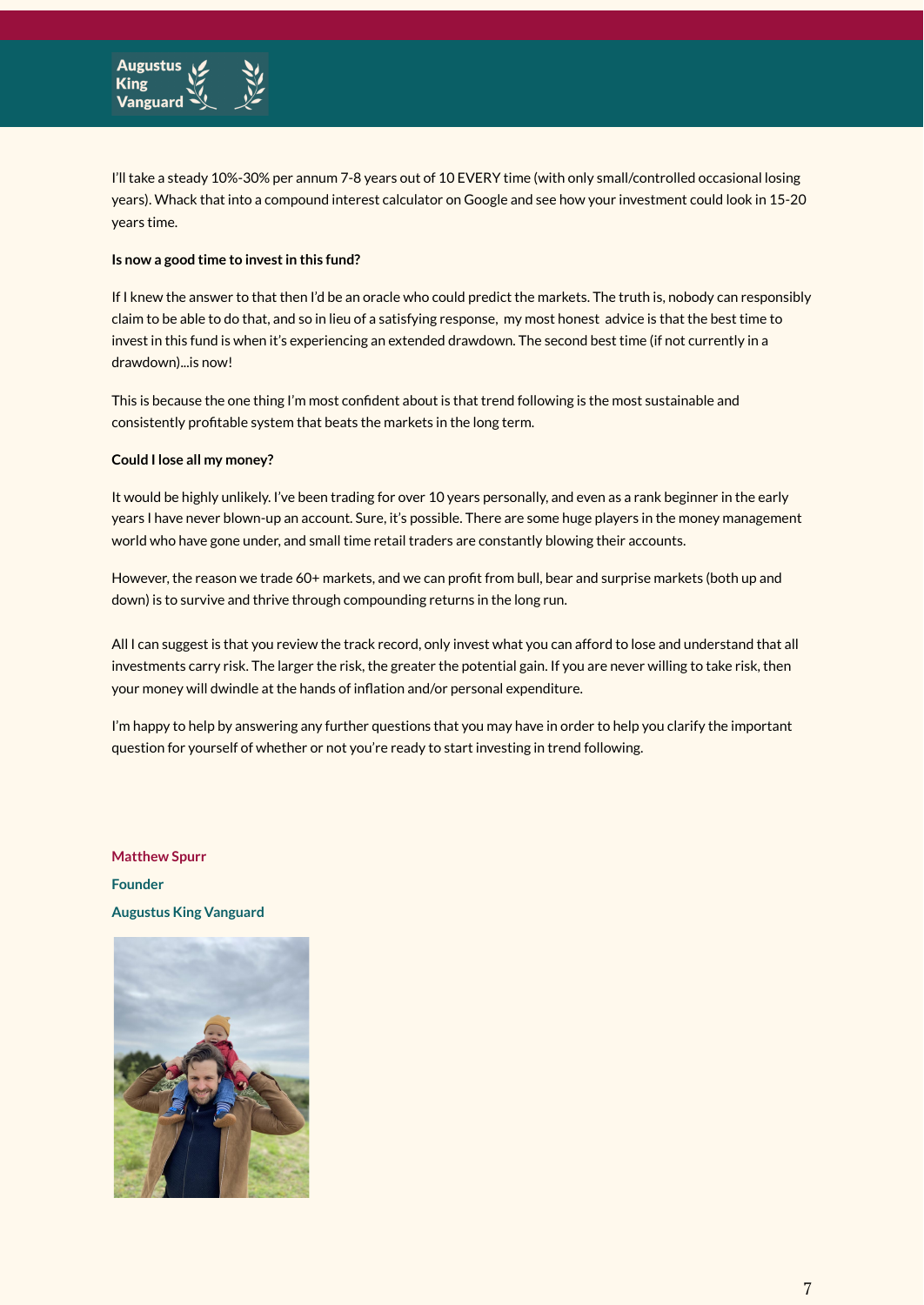I'll take a steady 10%-30% per annum 7-8 years out of 10 EVERY time (with only small/controlled occasional losing years). Whack that into a compound interest calculator on Google and see how your investment could look in 15-20 years time.

**Is now a good time to invest in this fund?**

If I knew the answer to that then I'd be an oracle who could predict the markets. The truth is, nobody can responsibly claim to be able to do that, and so in lieu of a satisfying response, my most honest advice is that the best time to invest in this fund is when it's experiencing an extended drawdown. The second best time (if not currently in a drawdown)...is now!

This is because the one thing I'm most confident about is that trend following is the most sustainable and consistently profitable system that beats the markets in the long term.

**Could I lose all my money?**

It would be highly unlikely. I've been trading for over 10 years personally, and even as a rank beginner in the early years I have never blown-up an account. Sure, it's possible. There are some huge players in the money management world who have gone under, and small time retail traders are constantly blowing their accounts.

However, the reason we trade 60+ markets, and we can profit from bull, bear and surprise markets (both up and down) is to survive and thrive through compounding returns in the long run.

All I can suggest is that you review the track record, only invest what you can afford to lose and understand that all investments carry risk. The larger the risk, the greater the potential gain. If you are never willing to take risk, then your money will dwindle at the hands of inflation and/or personal expenditure.

I'm happy to help by answering any further questions that you may have in order to help you clarify the important question for yourself of whether or not you're ready to start investing in trend following.

**Matthew Spurr**

**Founder**

**Augustus King Vanguard**